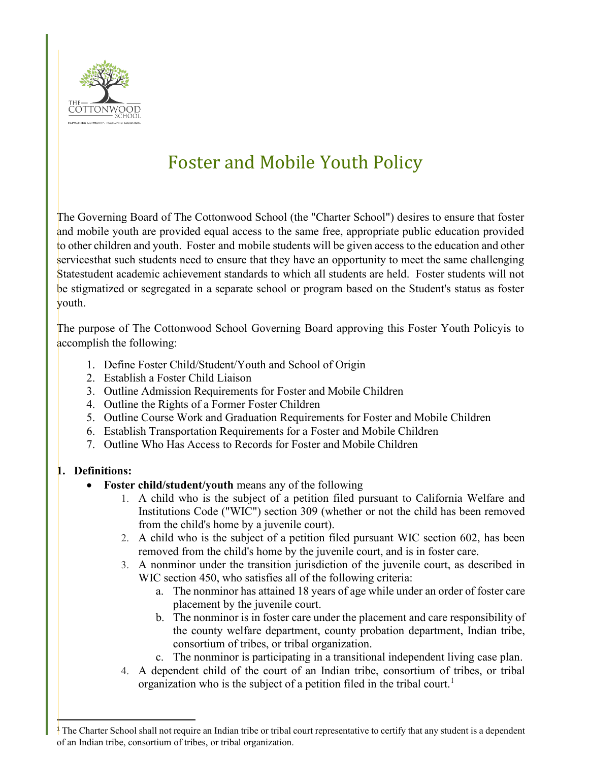# Foster and Mobile Youth Policy

The Governing Board of The Cottonwood School (the "Charter School") desires to ensure that foster and mobile youth are provided equal access to the same free, appropriate public education provided to other children and youth. Foster and mobile students will be given access to the education and other servicesthat such students need to ensure that they have an opportunity to meet the same challenging Statestudent academic achievement standards to which all students are held. Foster students will not be stigmatized or segregated in a separate school or program based on the Student's status as foster youth.

The purpose of The Cottonwood School Governing Board approving this Foster Youth Policyis to accomplish the following:

1. Define Foster Child/Student/Youth and School of Origin
2. Establish a Foster Child Liaison
3. Outline Admission Requirements for Foster and Mobile Children
4. Outline the Rights of a Former Foster Children
5. Outline Course Work and Graduation Requirements for Foster and Mobile Children
6. Establish Transportation Requirements for a Foster and Mobile Children
7. Outline Who Has Access to Records for Foster and Mobile Children

**1. Definitions:**

- **Foster child/student/youth** means any of the following
  1. A child who is the subject of a petition filed pursuant to California Welfare and Institutions Code ("WIC") section 309 (whether or not the child has been removed from the child's home by a juvenile court).
  2. A child who is the subject of a petition filed pursuant WIC section 602, has been removed from the child's home by the juvenile court, and is in foster care.
  3. A nonminor under the transition jurisdiction of the juvenile court, as described in WIC section 450, who satisfies all of the following criteria:
     a. The nonminor has attained 18 years of age while under an order of foster care placement by the juvenile court.
     b. The nonminor is in foster care under the placement and care responsibility of the county welfare department, county probation department, Indian tribe, consortium of tribes, or tribal organization.
     c. The nonminor is participating in a transitional independent living case plan.
  4. A dependent child of the court of an Indian tribe, consortium of tribes, or tribal organization who is the subject of a petition filed in the tribal court.[1]

[1] The Charter School shall not require an Indian tribe or tribal court representative to certify that any student is a dependent of an Indian tribe, consortium of tribes, or tribal organization.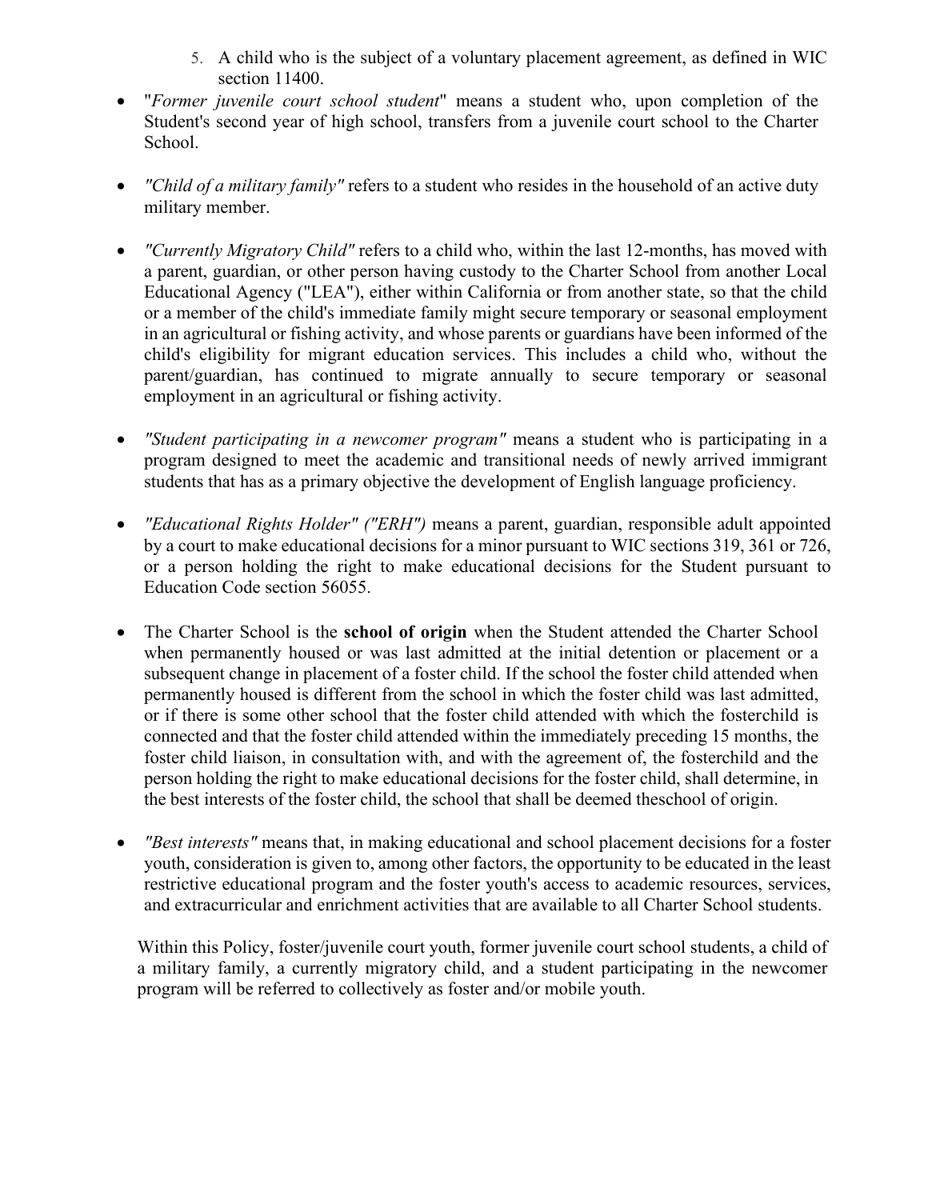5. A child who is the subject of a voluntary placement agreement, as defined in WIC section 11400.

- "*Former juvenile court school student*" means a student who, upon completion of the Student's second year of high school, transfers from a juvenile court school to the Charter School.

- *"Child of a military family"* refers to a student who resides in the household of an active duty military member.

- *"Currently Migratory Child"* refers to a child who, within the last 12-months, has moved with a parent, guardian, or other person having custody to the Charter School from another Local Educational Agency ("LEA"), either within California or from another state, so that the child or a member of the child's immediate family might secure temporary or seasonal employment in an agricultural or fishing activity, and whose parents or guardians have been informed of the child's eligibility for migrant education services. This includes a child who, without the parent/guardian, has continued to migrate annually to secure temporary or seasonal employment in an agricultural or fishing activity.

- *"Student participating in a newcomer program"* means a student who is participating in a program designed to meet the academic and transitional needs of newly arrived immigrant students that has as a primary objective the development of English language proficiency.

- *"Educational Rights Holder" ("ERH")* means a parent, guardian, responsible adult appointed by a court to make educational decisions for a minor pursuant to WIC sections 319, 361 or 726, or a person holding the right to make educational decisions for the Student pursuant to Education Code section 56055.

- The Charter School is the **school of origin** when the Student attended the Charter School when permanently housed or was last admitted at the initial detention or placement or a subsequent change in placement of a foster child. If the school the foster child attended when permanently housed is different from the school in which the foster child was last admitted, or if there is some other school that the foster child attended with which the fosterchild is connected and that the foster child attended within the immediately preceding 15 months, the foster child liaison, in consultation with, and with the agreement of, the fosterchild and the person holding the right to make educational decisions for the foster child, shall determine, in the best interests of the foster child, the school that shall be deemed theschool of origin.

- *"Best interests"* means that, in making educational and school placement decisions for a foster youth, consideration is given to, among other factors, the opportunity to be educated in the least restrictive educational program and the foster youth's access to academic resources, services, and extracurricular and enrichment activities that are available to all Charter School students.

Within this Policy, foster/juvenile court youth, former juvenile court school students, a child of a military family, a currently migratory child, and a student participating in the newcomer program will be referred to collectively as foster and/or mobile youth.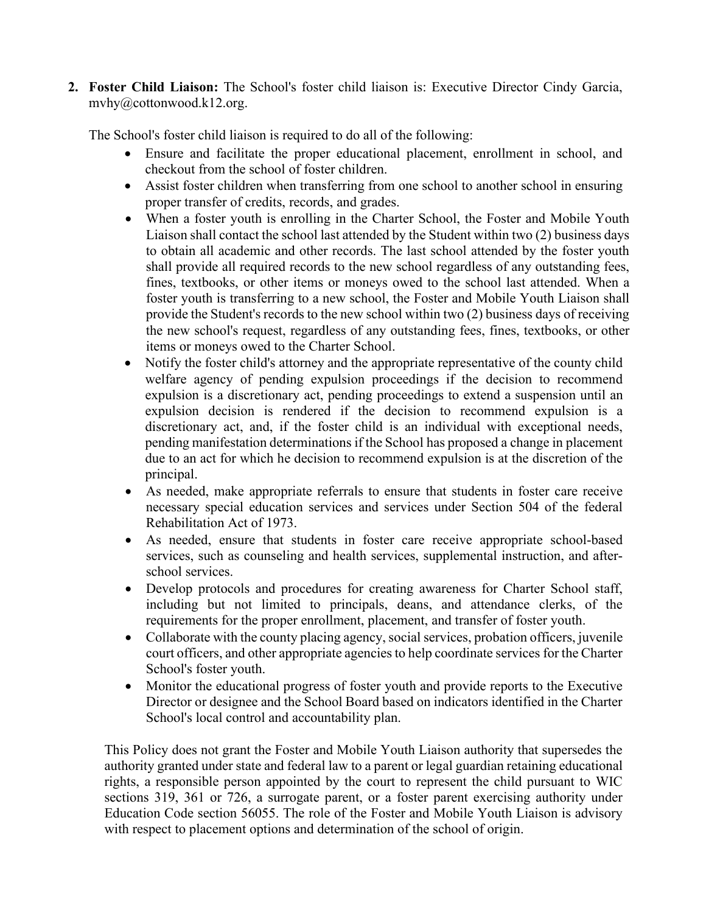2. **Foster Child Liaison:** The School's foster child liaison is: Executive Director Cindy Garcia, mvhy@cottonwood.k12.org.

   The School's foster child liaison is required to do all of the following:

   - Ensure and facilitate the proper educational placement, enrollment in school, and checkout from the school of foster children.
   - Assist foster children when transferring from one school to another school in ensuring proper transfer of credits, records, and grades.
   - When a foster youth is enrolling in the Charter School, the Foster and Mobile Youth Liaison shall contact the school last attended by the Student within two (2) business days to obtain all academic and other records. The last school attended by the foster youth shall provide all required records to the new school regardless of any outstanding fees, fines, textbooks, or other items or moneys owed to the school last attended. When a foster youth is transferring to a new school, the Foster and Mobile Youth Liaison shall provide the Student's records to the new school within two (2) business days of receiving the new school's request, regardless of any outstanding fees, fines, textbooks, or other items or moneys owed to the Charter School.
   - Notify the foster child's attorney and the appropriate representative of the county child welfare agency of pending expulsion proceedings if the decision to recommend expulsion is a discretionary act, pending proceedings to extend a suspension until an expulsion decision is rendered if the decision to recommend expulsion is a discretionary act, and, if the foster child is an individual with exceptional needs, pending manifestation determinations if the School has proposed a change in placement due to an act for which he decision to recommend expulsion is at the discretion of the principal.
   - As needed, make appropriate referrals to ensure that students in foster care receive necessary special education services and services under Section 504 of the federal Rehabilitation Act of 1973.
   - As needed, ensure that students in foster care receive appropriate school-based services, such as counseling and health services, supplemental instruction, and after-school services.
   - Develop protocols and procedures for creating awareness for Charter School staff, including but not limited to principals, deans, and attendance clerks, of the requirements for the proper enrollment, placement, and transfer of foster youth.
   - Collaborate with the county placing agency, social services, probation officers, juvenile court officers, and other appropriate agencies to help coordinate services for the Charter School's foster youth.
   - Monitor the educational progress of foster youth and provide reports to the Executive Director or designee and the School Board based on indicators identified in the Charter School's local control and accountability plan.

   This Policy does not grant the Foster and Mobile Youth Liaison authority that supersedes the authority granted under state and federal law to a parent or legal guardian retaining educational rights, a responsible person appointed by the court to represent the child pursuant to WIC sections 319, 361 or 726, a surrogate parent, or a foster parent exercising authority under Education Code section 56055. The role of the Foster and Mobile Youth Liaison is advisory with respect to placement options and determination of the school of origin.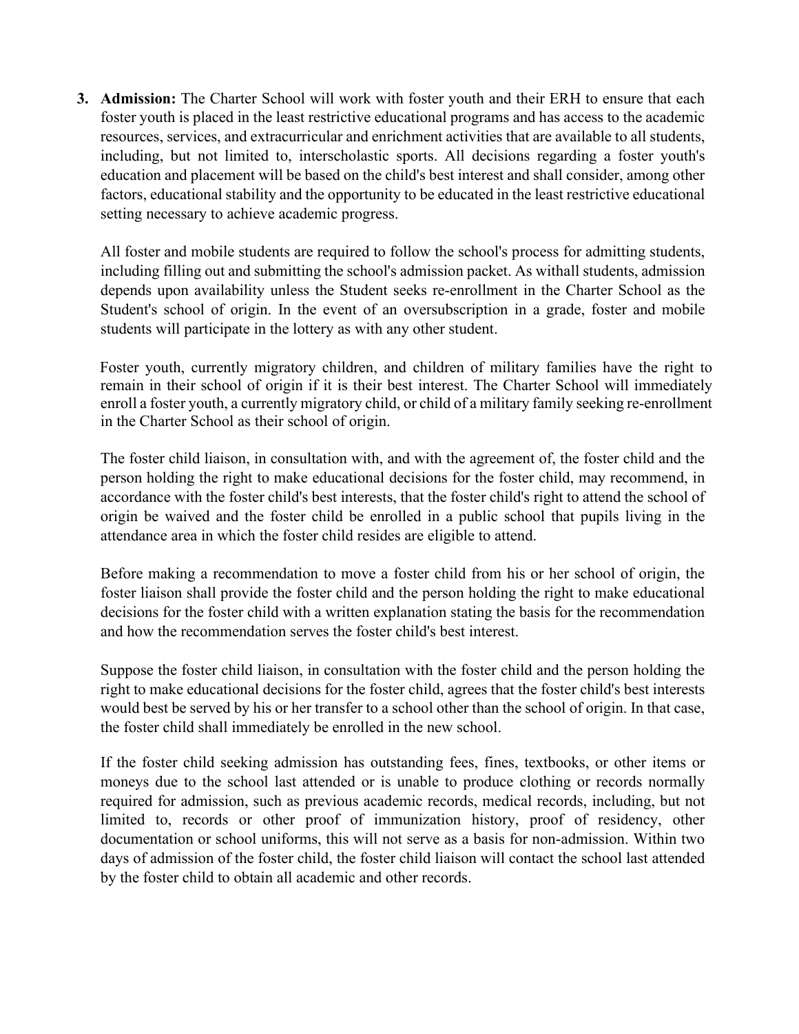3. **Admission:** The Charter School will work with foster youth and their ERH to ensure that each foster youth is placed in the least restrictive educational programs and has access to the academic resources, services, and extracurricular and enrichment activities that are available to all students, including, but not limited to, interscholastic sports. All decisions regarding a foster youth's education and placement will be based on the child's best interest and shall consider, among other factors, educational stability and the opportunity to be educated in the least restrictive educational setting necessary to achieve academic progress.

   All foster and mobile students are required to follow the school's process for admitting students, including filling out and submitting the school's admission packet. As withall students, admission depends upon availability unless the Student seeks re-enrollment in the Charter School as the Student's school of origin. In the event of an oversubscription in a grade, foster and mobile students will participate in the lottery as with any other student.

   Foster youth, currently migratory children, and children of military families have the right to remain in their school of origin if it is their best interest. The Charter School will immediately enroll a foster youth, a currently migratory child, or child of a military family seeking re-enrollment in the Charter School as their school of origin.

   The foster child liaison, in consultation with, and with the agreement of, the foster child and the person holding the right to make educational decisions for the foster child, may recommend, in accordance with the foster child's best interests, that the foster child's right to attend the school of origin be waived and the foster child be enrolled in a public school that pupils living in the attendance area in which the foster child resides are eligible to attend.

   Before making a recommendation to move a foster child from his or her school of origin, the foster liaison shall provide the foster child and the person holding the right to make educational decisions for the foster child with a written explanation stating the basis for the recommendation and how the recommendation serves the foster child's best interest.

   Suppose the foster child liaison, in consultation with the foster child and the person holding the right to make educational decisions for the foster child, agrees that the foster child's best interests would best be served by his or her transfer to a school other than the school of origin. In that case, the foster child shall immediately be enrolled in the new school.

   If the foster child seeking admission has outstanding fees, fines, textbooks, or other items or moneys due to the school last attended or is unable to produce clothing or records normally required for admission, such as previous academic records, medical records, including, but not limited to, records or other proof of immunization history, proof of residency, other documentation or school uniforms, this will not serve as a basis for non-admission. Within two days of admission of the foster child, the foster child liaison will contact the school last attended by the foster child to obtain all academic and other records.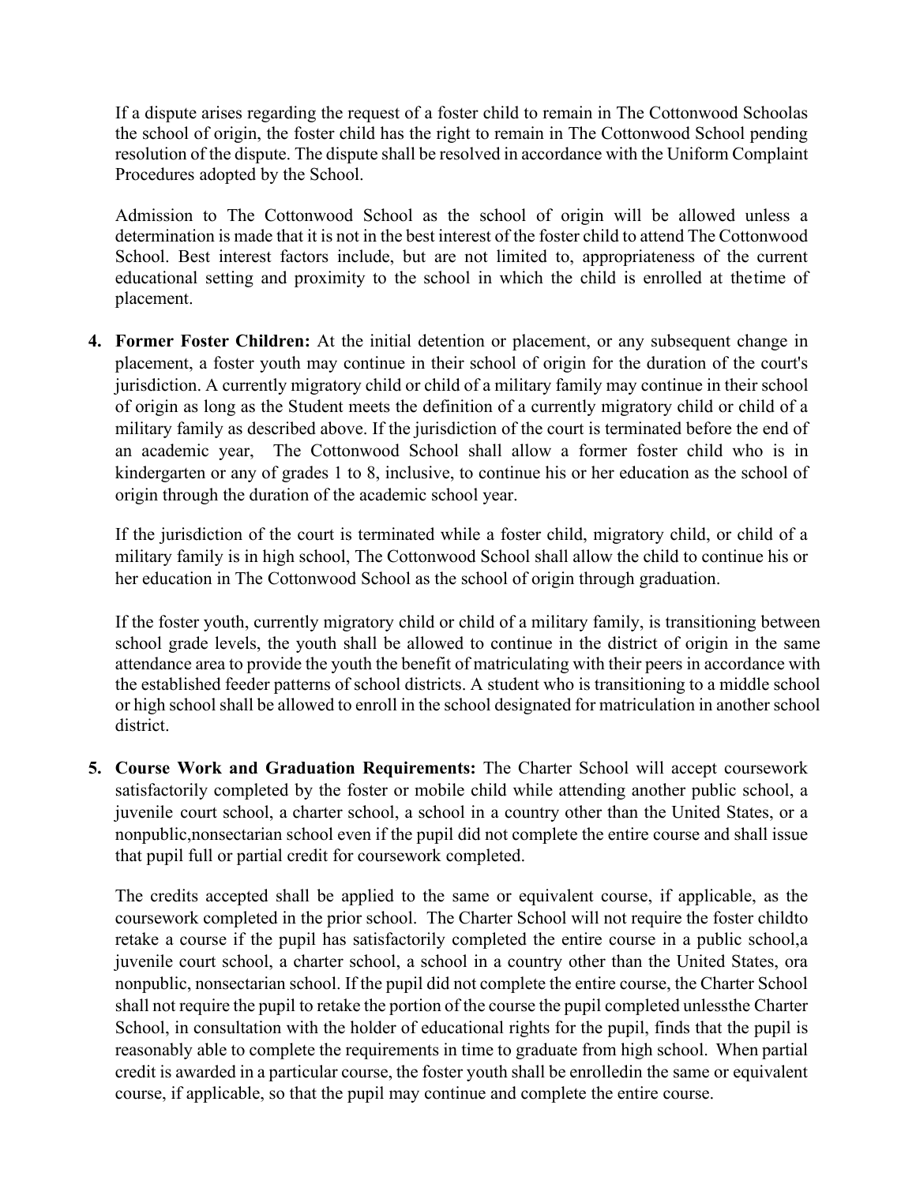If a dispute arises regarding the request of a foster child to remain in The Cottonwood Schoolas the school of origin, the foster child has the right to remain in The Cottonwood School pending resolution of the dispute. The dispute shall be resolved in accordance with the Uniform Complaint Procedures adopted by the School.

Admission to The Cottonwood School as the school of origin will be allowed unless a determination is made that it is not in the best interest of the foster child to attend The Cottonwood School. Best interest factors include, but are not limited to, appropriateness of the current educational setting and proximity to the school in which the child is enrolled at thetime of placement.

4. **Former Foster Children:** At the initial detention or placement, or any subsequent change in placement, a foster youth may continue in their school of origin for the duration of the court's jurisdiction. A currently migratory child or child of a military family may continue in their school of origin as long as the Student meets the definition of a currently migratory child or child of a military family as described above. If the jurisdiction of the court is terminated before the end of an academic year, The Cottonwood School shall allow a former foster child who is in kindergarten or any of grades 1 to 8, inclusive, to continue his or her education as the school of origin through the duration of the academic school year.

   If the jurisdiction of the court is terminated while a foster child, migratory child, or child of a military family is in high school, The Cottonwood School shall allow the child to continue his or her education in The Cottonwood School as the school of origin through graduation.

   If the foster youth, currently migratory child or child of a military family, is transitioning between school grade levels, the youth shall be allowed to continue in the district of origin in the same attendance area to provide the youth the benefit of matriculating with their peers in accordance with the established feeder patterns of school districts. A student who is transitioning to a middle school or high school shall be allowed to enroll in the school designated for matriculation in another school district.

5. **Course Work and Graduation Requirements:** The Charter School will accept coursework satisfactorily completed by the foster or mobile child while attending another public school, a juvenile court school, a charter school, a school in a country other than the United States, or a nonpublic,nonsectarian school even if the pupil did not complete the entire course and shall issue that pupil full or partial credit for coursework completed.

   The credits accepted shall be applied to the same or equivalent course, if applicable, as the coursework completed in the prior school. The Charter School will not require the foster childto retake a course if the pupil has satisfactorily completed the entire course in a public school,a juvenile court school, a charter school, a school in a country other than the United States, ora nonpublic, nonsectarian school. If the pupil did not complete the entire course, the Charter School shall not require the pupil to retake the portion of the course the pupil completed unlessthe Charter School, in consultation with the holder of educational rights for the pupil, finds that the pupil is reasonably able to complete the requirements in time to graduate from high school. When partial credit is awarded in a particular course, the foster youth shall be enrolledin the same or equivalent course, if applicable, so that the pupil may continue and complete the entire course.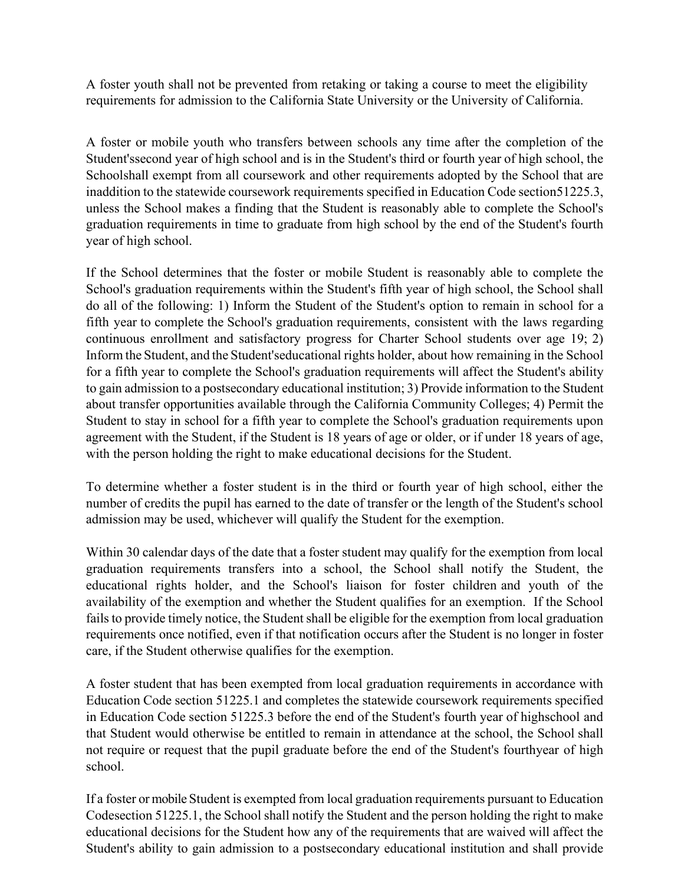A foster youth shall not be prevented from retaking or taking a course to meet the eligibility requirements for admission to the California State University or the University of California.

A foster or mobile youth who transfers between schools any time after the completion of the Student'ssecond year of high school and is in the Student's third or fourth year of high school, the Schoolshall exempt from all coursework and other requirements adopted by the School that are inaddition to the statewide coursework requirements specified in Education Code section51225.3, unless the School makes a finding that the Student is reasonably able to complete the School's graduation requirements in time to graduate from high school by the end of the Student's fourth year of high school.

If the School determines that the foster or mobile Student is reasonably able to complete the School's graduation requirements within the Student's fifth year of high school, the School shall do all of the following: 1) Inform the Student of the Student's option to remain in school for a fifth year to complete the School's graduation requirements, consistent with the laws regarding continuous enrollment and satisfactory progress for Charter School students over age 19; 2) Inform the Student, and the Student'seducational rights holder, about how remaining in the School for a fifth year to complete the School's graduation requirements will affect the Student's ability to gain admission to a postsecondary educational institution; 3) Provide information to the Student about transfer opportunities available through the California Community Colleges; 4) Permit the Student to stay in school for a fifth year to complete the School's graduation requirements upon agreement with the Student, if the Student is 18 years of age or older, or if under 18 years of age, with the person holding the right to make educational decisions for the Student.

To determine whether a foster student is in the third or fourth year of high school, either the number of credits the pupil has earned to the date of transfer or the length of the Student's school admission may be used, whichever will qualify the Student for the exemption.

Within 30 calendar days of the date that a foster student may qualify for the exemption from local graduation requirements transfers into a school, the School shall notify the Student, the educational rights holder, and the School's liaison for foster children and youth of the availability of the exemption and whether the Student qualifies for an exemption. If the School fails to provide timely notice, the Student shall be eligible for the exemption from local graduation requirements once notified, even if that notification occurs after the Student is no longer in foster care, if the Student otherwise qualifies for the exemption.

A foster student that has been exempted from local graduation requirements in accordance with Education Code section 51225.1 and completes the statewide coursework requirements specified in Education Code section 51225.3 before the end of the Student's fourth year of highschool and that Student would otherwise be entitled to remain in attendance at the school, the School shall not require or request that the pupil graduate before the end of the Student's fourthyear of high school.

If a foster or mobile Student is exempted from local graduation requirements pursuant to Education Codesection 51225.1, the School shall notify the Student and the person holding the right to make educational decisions for the Student how any of the requirements that are waived will affect the Student's ability to gain admission to a postsecondary educational institution and shall provide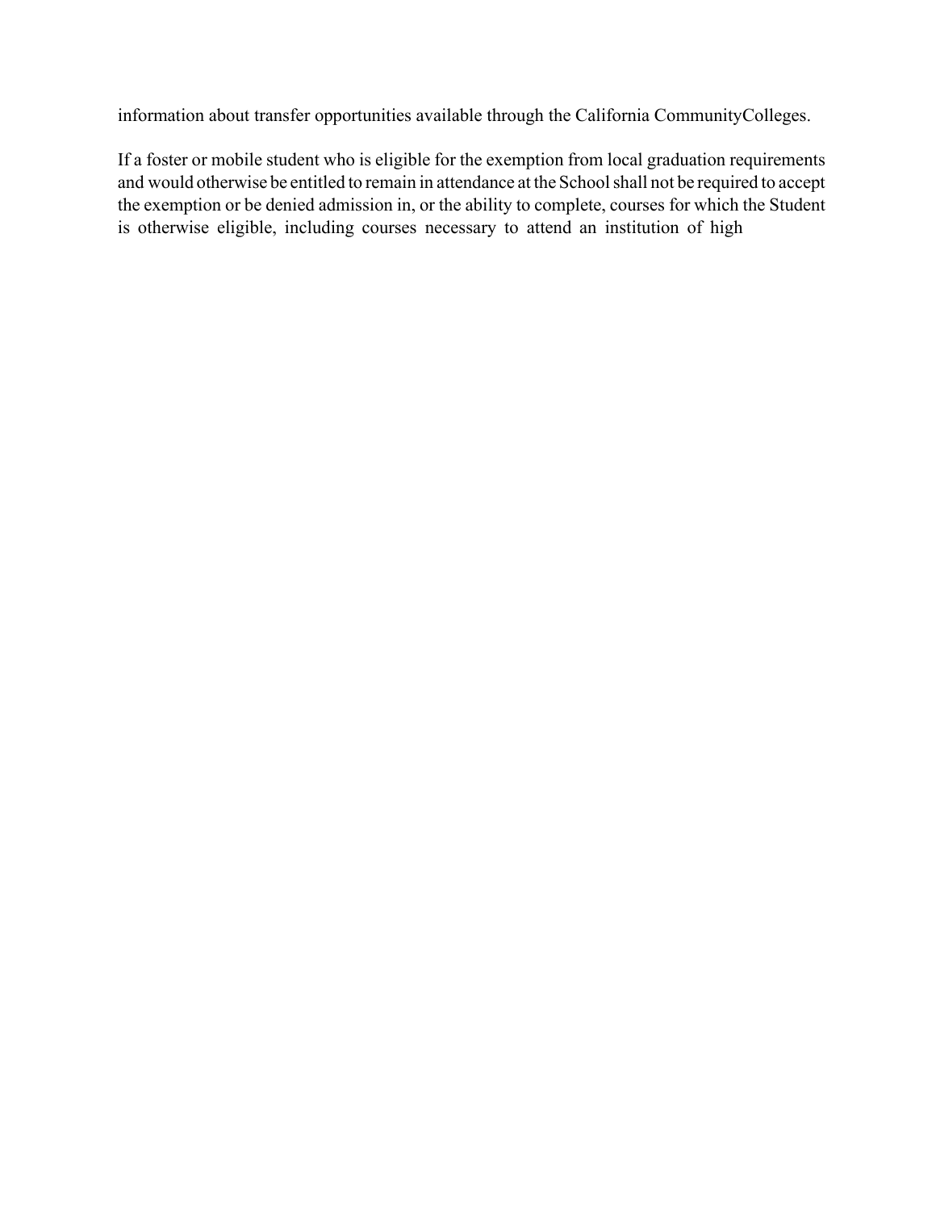information about transfer opportunities available through the California CommunityColleges.

If a foster or mobile student who is eligible for the exemption from local graduation requirements and would otherwise be entitled to remain in attendance at the School shall not be required to accept the exemption or be denied admission in, or the ability to complete, courses for which the Student is otherwise eligible, including courses necessary to attend an institution of high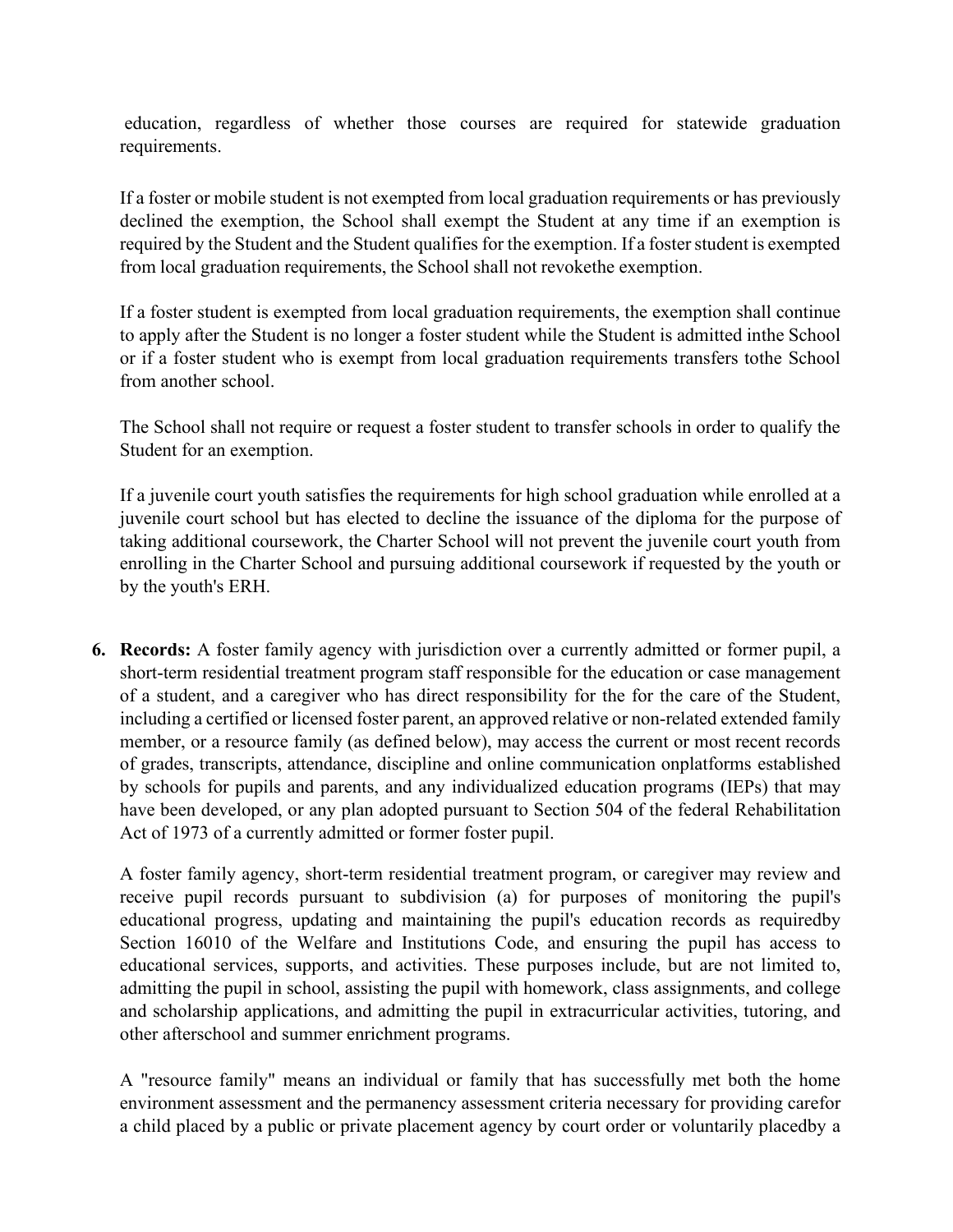education, regardless of whether those courses are required for statewide graduation requirements.

If a foster or mobile student is not exempted from local graduation requirements or has previously declined the exemption, the School shall exempt the Student at any time if an exemption is required by the Student and the Student qualifies for the exemption. If a foster student is exempted from local graduation requirements, the School shall not revokethe exemption.

If a foster student is exempted from local graduation requirements, the exemption shall continue to apply after the Student is no longer a foster student while the Student is admitted inthe School or if a foster student who is exempt from local graduation requirements transfers tothe School from another school.

The School shall not require or request a foster student to transfer schools in order to qualify the Student for an exemption.

If a juvenile court youth satisfies the requirements for high school graduation while enrolled at a juvenile court school but has elected to decline the issuance of the diploma for the purpose of taking additional coursework, the Charter School will not prevent the juvenile court youth from enrolling in the Charter School and pursuing additional coursework if requested by the youth or by the youth's ERH.

6. **Records:** A foster family agency with jurisdiction over a currently admitted or former pupil, a short-term residential treatment program staff responsible for the education or case management of a student, and a caregiver who has direct responsibility for the for the care of the Student, including a certified or licensed foster parent, an approved relative or non-related extended family member, or a resource family (as defined below), may access the current or most recent records of grades, transcripts, attendance, discipline and online communication onplatforms established by schools for pupils and parents, and any individualized education programs (IEPs) that may have been developed, or any plan adopted pursuant to Section 504 of the federal Rehabilitation Act of 1973 of a currently admitted or former foster pupil.

   A foster family agency, short-term residential treatment program, or caregiver may review and receive pupil records pursuant to subdivision (a) for purposes of monitoring the pupil's educational progress, updating and maintaining the pupil's education records as requiredby Section 16010 of the Welfare and Institutions Code, and ensuring the pupil has access to educational services, supports, and activities. These purposes include, but are not limited to, admitting the pupil in school, assisting the pupil with homework, class assignments, and college and scholarship applications, and admitting the pupil in extracurricular activities, tutoring, and other afterschool and summer enrichment programs.

   A "resource family" means an individual or family that has successfully met both the home environment assessment and the permanency assessment criteria necessary for providing carefor a child placed by a public or private placement agency by court order or voluntarily placedby a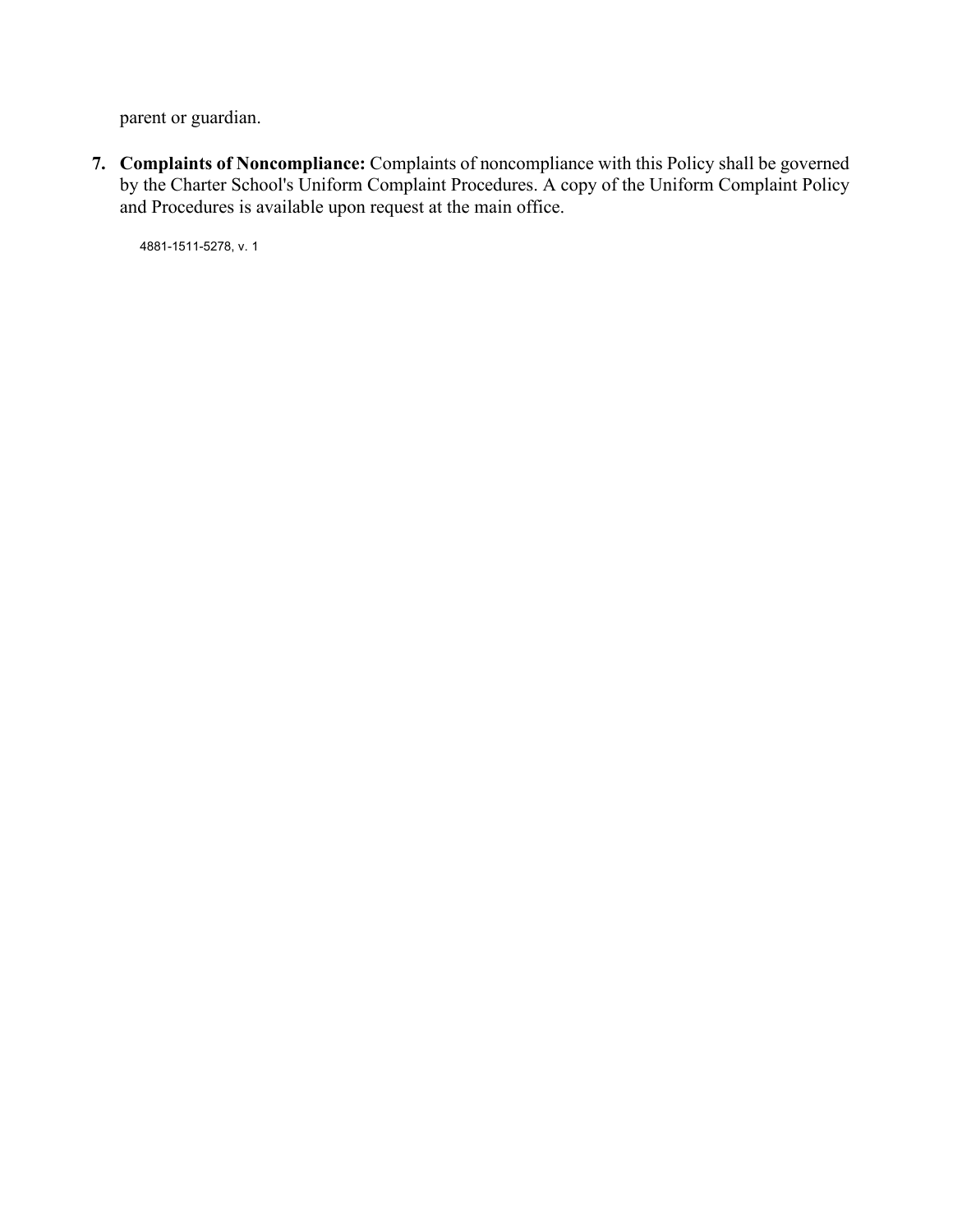parent or guardian.

7. **Complaints of Noncompliance:** Complaints of noncompliance with this Policy shall be governed by the Charter School's Uniform Complaint Procedures. A copy of the Uniform Complaint Policy and Procedures is available upon request at the main office.

4881-1511-5278, v. 1